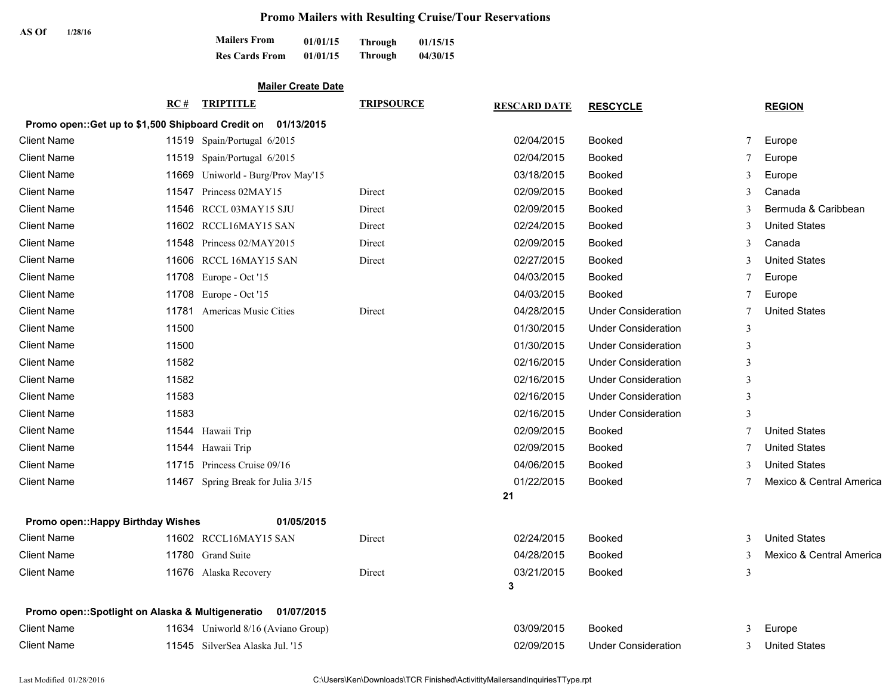# Promo Mailers with Resulting Cruise/Tour Reservations

**AS Of** 1/28/16

| | | | |
|---|---|---|---|
| **Mailers From** | **01/01/15** | **Through** | **01/15/15** |
| **Res Cards From** | **01/01/15** | **Through** | **04/30/15** |

**Mailer Create Date**

| | RC # | TRIPTITLE | TRIPSOURCE | RESCARD DATE | RESCYCLE | | REGION |
|---|---|---|---|---|---|---|---|
| **Promo open::Get up to $1,500 Shipboard Credit on** | | **01/13/2015** | | | | | |
| Client Name | 11519 | Spain/Portugal 6/2015 | | 02/04/2015 | Booked | 7 | Europe |
| Client Name | 11519 | Spain/Portugal 6/2015 | | 02/04/2015 | Booked | 7 | Europe |
| Client Name | 11669 | Uniworld - Burg/Prov May'15 | | 03/18/2015 | Booked | 3 | Europe |
| Client Name | 11547 | Princess 02MAY15 | Direct | 02/09/2015 | Booked | 3 | Canada |
| Client Name | 11546 | RCCL 03MAY15 SJU | Direct | 02/09/2015 | Booked | 3 | Bermuda & Caribbean |
| Client Name | 11602 | RCCL16MAY15 SAN | Direct | 02/24/2015 | Booked | 3 | United States |
| Client Name | 11548 | Princess 02/MAY2015 | Direct | 02/09/2015 | Booked | 3 | Canada |
| Client Name | 11606 | RCCL 16MAY15 SAN | Direct | 02/27/2015 | Booked | 3 | United States |
| Client Name | 11708 | Europe - Oct '15 | | 04/03/2015 | Booked | 7 | Europe |
| Client Name | 11708 | Europe - Oct '15 | | 04/03/2015 | Booked | 7 | Europe |
| Client Name | 11781 | Americas Music Cities | Direct | 04/28/2015 | Under Consideration | 7 | United States |
| Client Name | 11500 | | | 01/30/2015 | Under Consideration | 3 | |
| Client Name | 11500 | | | 01/30/2015 | Under Consideration | 3 | |
| Client Name | 11582 | | | 02/16/2015 | Under Consideration | 3 | |
| Client Name | 11582 | | | 02/16/2015 | Under Consideration | 3 | |
| Client Name | 11583 | | | 02/16/2015 | Under Consideration | 3 | |
| Client Name | 11583 | | | 02/16/2015 | Under Consideration | 3 | |
| Client Name | 11544 | Hawaii Trip | | 02/09/2015 | Booked | 7 | United States |
| Client Name | 11544 | Hawaii Trip | | 02/09/2015 | Booked | 7 | United States |
| Client Name | 11715 | Princess Cruise 09/16 | | 04/06/2015 | Booked | 3 | United States |
| Client Name | 11467 | Spring Break for Julia 3/15 | | 01/22/2015 | Booked | 7 | Mexico & Central America |
| | | | | **21** | | | |
| **Promo open::Happy Birthday Wishes** | | **01/05/2015** | | | | | |
| Client Name | 11602 | RCCL16MAY15 SAN | Direct | 02/24/2015 | Booked | 3 | United States |
| Client Name | 11780 | Grand Suite | | 04/28/2015 | Booked | 3 | Mexico & Central America |
| Client Name | 11676 | Alaska Recovery | Direct | 03/21/2015 | Booked | 3 | |
| | | | | **3** | | | |
| **Promo open::Spotlight on Alaska & Multigeneratio** | | **01/07/2015** | | | | | |
| Client Name | 11634 | Uniworld 8/16 (Aviano Group) | | 03/09/2015 | Booked | 3 | Europe |
| Client Name | 11545 | SilverSea Alaska Jul. '15 | | 02/09/2015 | Under Consideration | 3 | United States |

Last Modified 01/28/2016 C:\Users\Ken\Downloads\TCR Finished\ActivitityMailersandInquiriesTType.rpt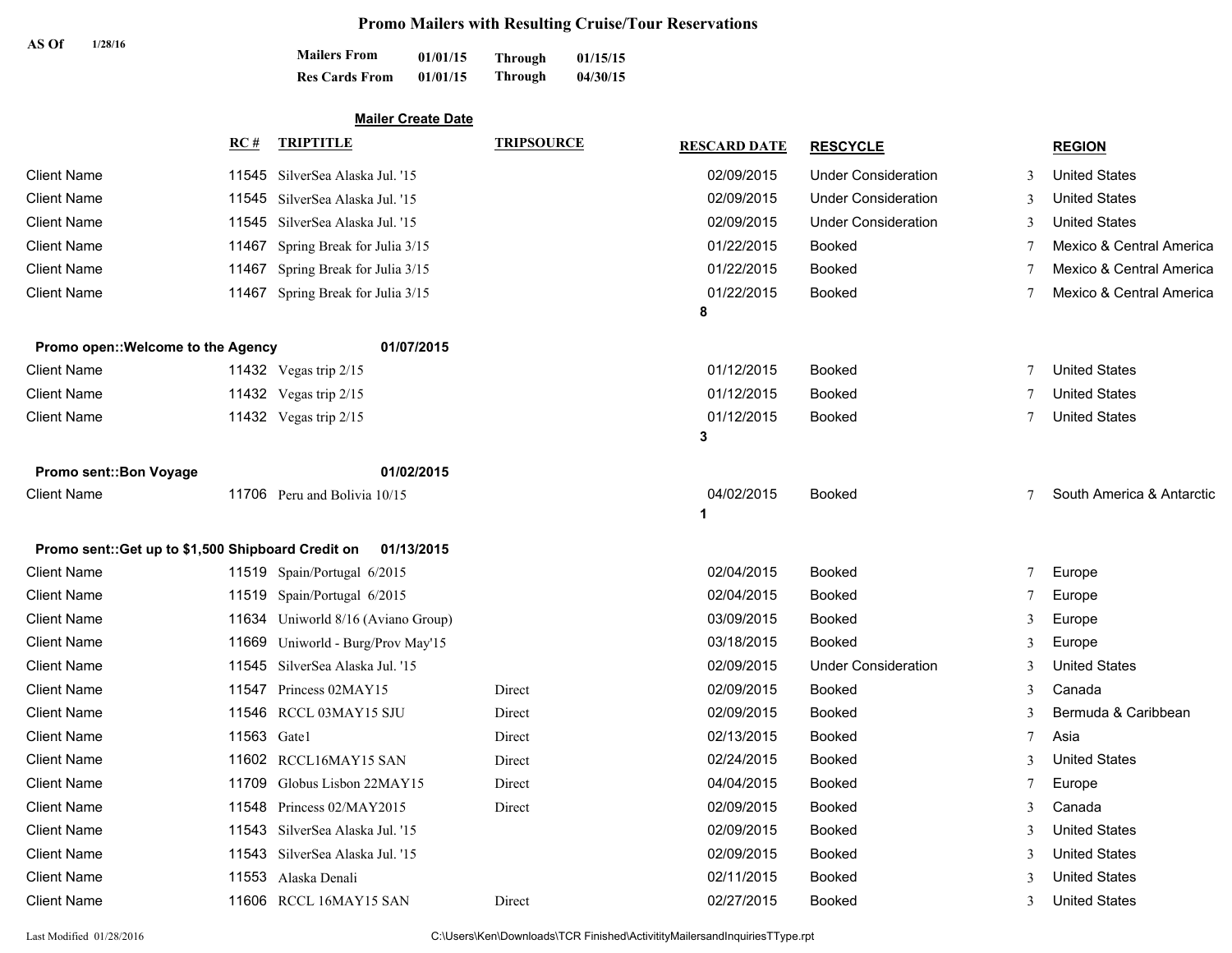# Promo Mailers with Resulting Cruise/Tour Reservations

**AS Of** 1/28/16

| | | | |
|---|---|---|---|
| **Mailers From** | **01/01/15** | **Through** | **01/15/15** |
| **Res Cards From** | **01/01/15** | **Through** | **04/30/15** |

**Mailer Create Date**

| | RC # | TRIPTITLE | TRIPSOURCE | RESCARD DATE | RESCYCLE | | REGION |
|---|---|---|---|---|---|---|---|
| Client Name | 11545 | SilverSea Alaska Jul. '15 | | 02/09/2015 | Under Consideration | 3 | United States |
| Client Name | 11545 | SilverSea Alaska Jul. '15 | | 02/09/2015 | Under Consideration | 3 | United States |
| Client Name | 11545 | SilverSea Alaska Jul. '15 | | 02/09/2015 | Under Consideration | 3 | United States |
| Client Name | 11467 | Spring Break for Julia 3/15 | | 01/22/2015 | Booked | 7 | Mexico & Central America |
| Client Name | 11467 | Spring Break for Julia 3/15 | | 01/22/2015 | Booked | 7 | Mexico & Central America |
| Client Name | 11467 | Spring Break for Julia 3/15 | | 01/22/2015 | Booked | 7 | Mexico & Central America |
| | | | | **8** | | | |
| **Promo open::Welcome to the Agency** | | **01/07/2015** | | | | | |
| Client Name | 11432 | Vegas trip 2/15 | | 01/12/2015 | Booked | 7 | United States |
| Client Name | 11432 | Vegas trip 2/15 | | 01/12/2015 | Booked | 7 | United States |
| Client Name | 11432 | Vegas trip 2/15 | | 01/12/2015 | Booked | 7 | United States |
| | | | | **3** | | | |
| **Promo sent::Bon Voyage** | | **01/02/2015** | | | | | |
| Client Name | 11706 | Peru and Bolivia 10/15 | | 04/02/2015 | Booked | 7 | South America & Antarctic |
| | | | | **1** | | | |
| **Promo sent::Get up to $1,500 Shipboard Credit on** | | **01/13/2015** | | | | | |
| Client Name | 11519 | Spain/Portugal 6/2015 | | 02/04/2015 | Booked | 7 | Europe |
| Client Name | 11519 | Spain/Portugal 6/2015 | | 02/04/2015 | Booked | 7 | Europe |
| Client Name | 11634 | Uniworld 8/16 (Aviano Group) | | 03/09/2015 | Booked | 3 | Europe |
| Client Name | 11669 | Uniworld - Burg/Prov May'15 | | 03/18/2015 | Booked | 3 | Europe |
| Client Name | 11545 | SilverSea Alaska Jul. '15 | | 02/09/2015 | Under Consideration | 3 | United States |
| Client Name | 11547 | Princess 02MAY15 | Direct | 02/09/2015 | Booked | 3 | Canada |
| Client Name | 11546 | RCCL 03MAY15 SJU | Direct | 02/09/2015 | Booked | 3 | Bermuda & Caribbean |
| Client Name | 11563 | Gate1 | Direct | 02/13/2015 | Booked | 7 | Asia |
| Client Name | 11602 | RCCL16MAY15 SAN | Direct | 02/24/2015 | Booked | 3 | United States |
| Client Name | 11709 | Globus Lisbon 22MAY15 | Direct | 04/04/2015 | Booked | 7 | Europe |
| Client Name | 11548 | Princess 02/MAY2015 | Direct | 02/09/2015 | Booked | 3 | Canada |
| Client Name | 11543 | SilverSea Alaska Jul. '15 | | 02/09/2015 | Booked | 3 | United States |
| Client Name | 11543 | SilverSea Alaska Jul. '15 | | 02/09/2015 | Booked | 3 | United States |
| Client Name | 11553 | Alaska Denali | | 02/11/2015 | Booked | 3 | United States |
| Client Name | 11606 | RCCL 16MAY15 SAN | Direct | 02/27/2015 | Booked | 3 | United States |

Last Modified 01/28/2016 C:\Users\Ken\Downloads\TCR Finished\ActivitityMailersandInquiriesTType.rpt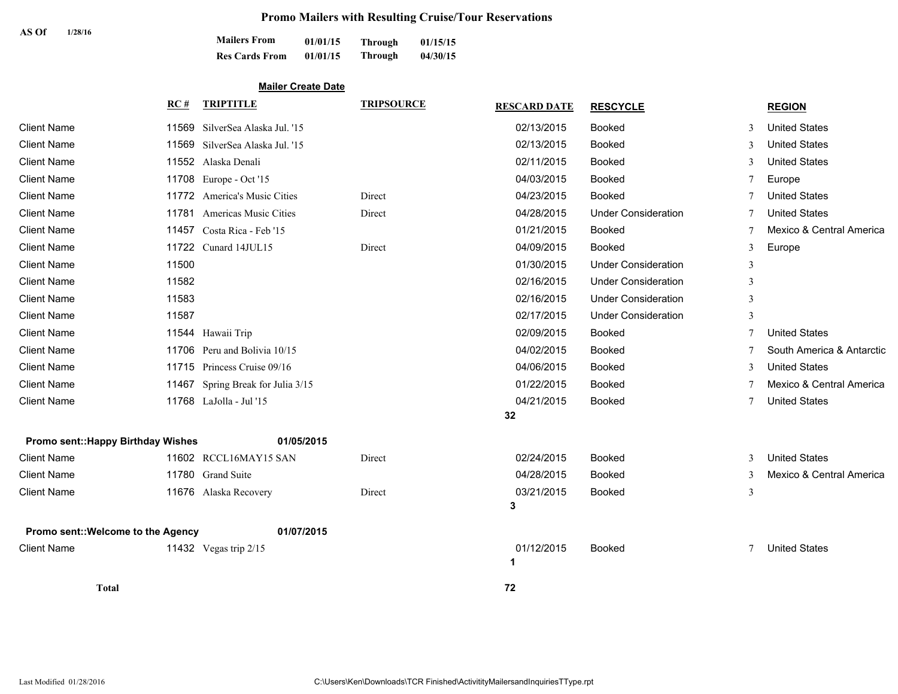# Promo Mailers with Resulting Cruise/Tour Reservations

**AS Of** 1/28/16

| | | | |
|---|---|---|---|
| **Mailers From** | **01/01/15** | **Through** | **01/15/15** |
| **Res Cards From** | **01/01/15** | **Through** | **04/30/15** |

**Mailer Create Date**

| | RC # | TRIPTITLE | TRIPSOURCE | RESCARD DATE | RESCYCLE | | REGION |
|---|---|---|---|---|---|---|---|
| Client Name | 11569 | SilverSea Alaska Jul. '15 | | 02/13/2015 | Booked | 3 | United States |
| Client Name | 11569 | SilverSea Alaska Jul. '15 | | 02/13/2015 | Booked | 3 | United States |
| Client Name | 11552 | Alaska Denali | | 02/11/2015 | Booked | 3 | United States |
| Client Name | 11708 | Europe - Oct '15 | | 04/03/2015 | Booked | 7 | Europe |
| Client Name | 11772 | America's Music Cities | Direct | 04/23/2015 | Booked | 7 | United States |
| Client Name | 11781 | Americas Music Cities | Direct | 04/28/2015 | Under Consideration | 7 | United States |
| Client Name | 11457 | Costa Rica - Feb '15 | | 01/21/2015 | Booked | 7 | Mexico & Central America |
| Client Name | 11722 | Cunard 14JUL15 | Direct | 04/09/2015 | Booked | 3 | Europe |
| Client Name | 11500 | | | 01/30/2015 | Under Consideration | 3 | |
| Client Name | 11582 | | | 02/16/2015 | Under Consideration | 3 | |
| Client Name | 11583 | | | 02/16/2015 | Under Consideration | 3 | |
| Client Name | 11587 | | | 02/17/2015 | Under Consideration | 3 | |
| Client Name | 11544 | Hawaii Trip | | 02/09/2015 | Booked | 7 | United States |
| Client Name | 11706 | Peru and Bolivia 10/15 | | 04/02/2015 | Booked | 7 | South America & Antarctic |
| Client Name | 11715 | Princess Cruise 09/16 | | 04/06/2015 | Booked | 3 | United States |
| Client Name | 11467 | Spring Break for Julia 3/15 | | 01/22/2015 | Booked | 7 | Mexico & Central America |
| Client Name | 11768 | LaJolla - Jul '15 | | 04/21/2015 | Booked | 7 | United States |
| | | | | **32** | | | |
| **Promo sent::Happy Birthday Wishes** | | **01/05/2015** | | | | | |
| Client Name | 11602 | RCCL16MAY15 SAN | Direct | 02/24/2015 | Booked | 3 | United States |
| Client Name | 11780 | Grand Suite | | 04/28/2015 | Booked | 3 | Mexico & Central America |
| Client Name | 11676 | Alaska Recovery | Direct | 03/21/2015 | Booked | 3 | |
| | | | | **3** | | | |
| **Promo sent::Welcome to the Agency** | | **01/07/2015** | | | | | |
| Client Name | 11432 | Vegas trip 2/15 | | 01/12/2015 | Booked | 7 | United States |
| | | | | **1** | | | |
| **Total** | | | | **72** | | | |

Last Modified 01/28/2016

C:\Users\Ken\Downloads\TCR Finished\ActivitityMailersandInquiriesTType.rpt